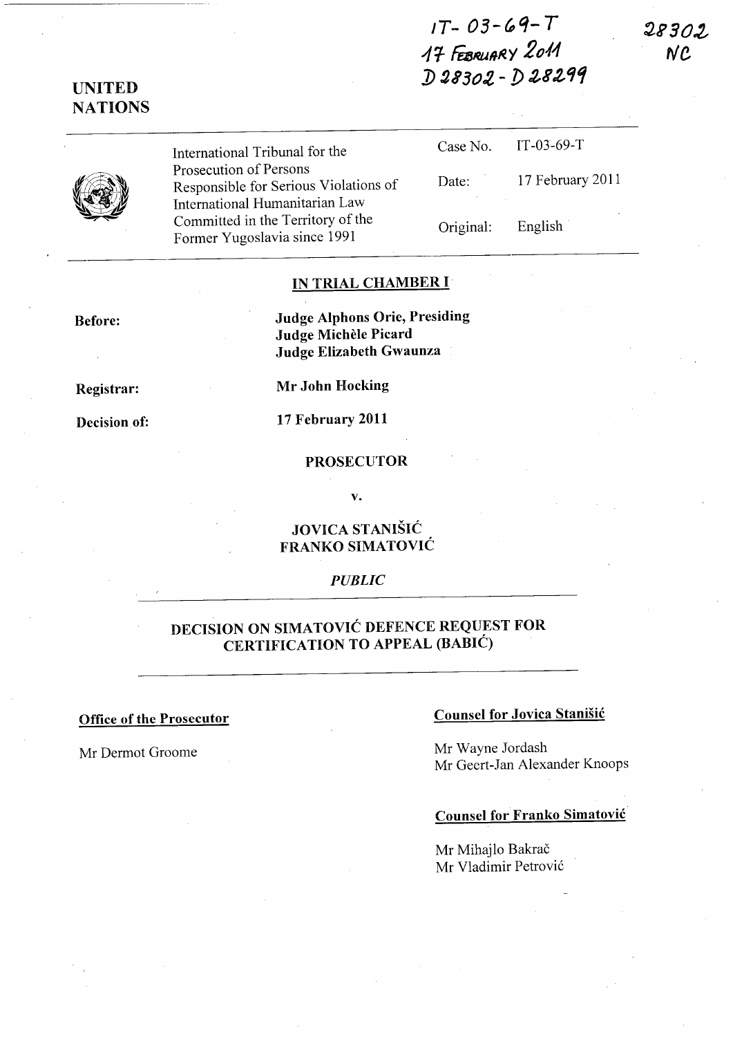IT-03-69-T
17 FEBRUARY 2011
D 28302 - D 28299

28302
NC

**UNITED NATIONS**

| | | |
|---|---|---|
| International Tribunal for the Prosecution of Persons Responsible for Serious Violations of International Humanitarian Law Committed in the Territory of the Former Yugoslavia since 1991 | Case No. | IT-03-69-T |
| | Date: | 17 February 2011 |
| | Original: | English |

## IN TRIAL CHAMBER I

**Before:** **Judge Alphons Orie, Presiding**
**Judge Michèle Picard**
**Judge Elizabeth Gwaunza**

**Registrar:** **Mr John Hocking**

**Decision of:** **17 February 2011**

**PROSECUTOR**

**v.**

**JOVICA STANIŠIĆ**
**FRANKO SIMATOVIĆ**

*PUBLIC*

## DECISION ON SIMATOVIĆ DEFENCE REQUEST FOR CERTIFICATION TO APPEAL (BABIĆ)

**Office of the Prosecutor**

Mr Dermot Groome

**Counsel for Jovica Stanišić**

Mr Wayne Jordash
Mr Geert-Jan Alexander Knoops

**Counsel for Franko Simatović**

Mr Mihajlo Bakrač
Mr Vladimir Petrović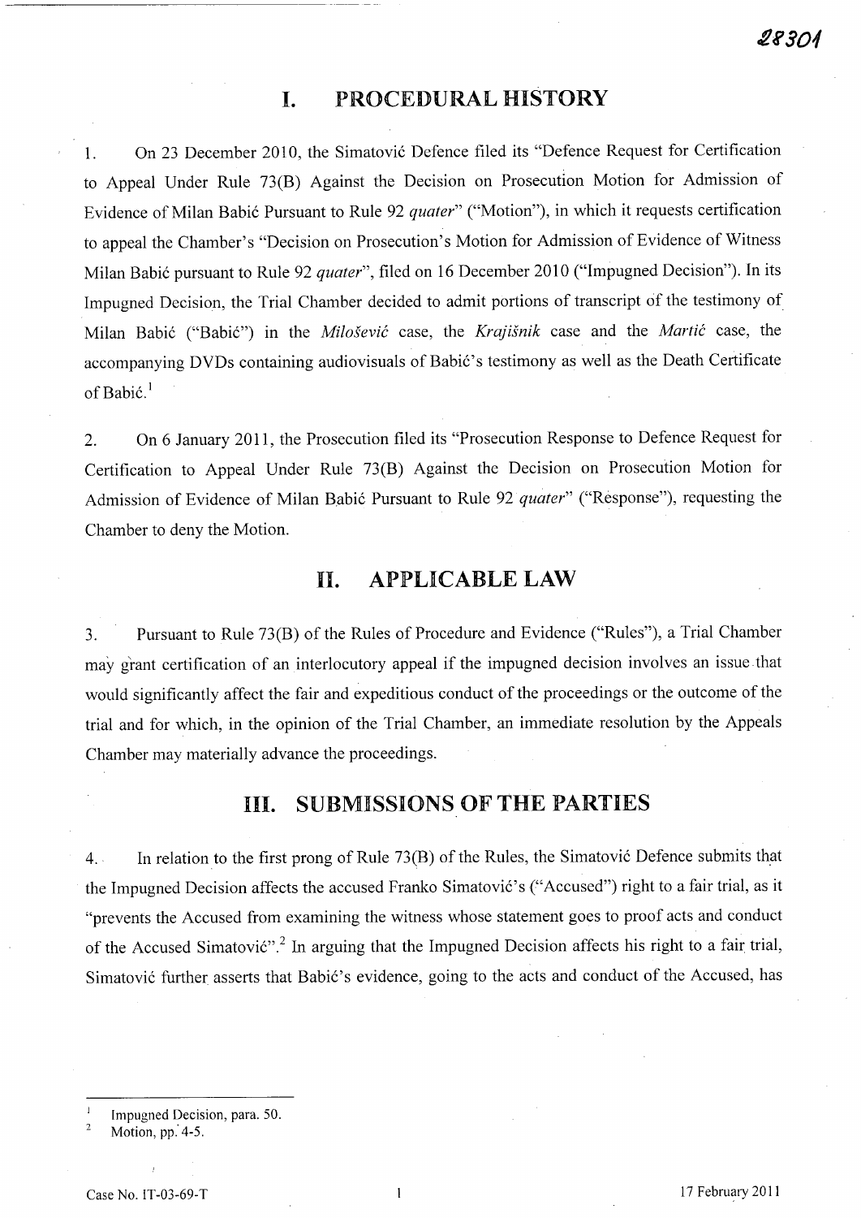## I. PROCEDURAL HISTORY

1. On 23 December 2010, the Simatović Defence filed its "Defence Request for Certification to Appeal Under Rule 73(B) Against the Decision on Prosecution Motion for Admission of Evidence of Milan Babić Pursuant to Rule 92 *quater*" ("Motion"), in which it requests certification to appeal the Chamber's "Decision on Prosecution's Motion for Admission of Evidence of Witness Milan Babić pursuant to Rule 92 *quater*", filed on 16 December 2010 ("Impugned Decision"). In its Impugned Decision, the Trial Chamber decided to admit portions of transcript of the testimony of Milan Babić ("Babić") in the *Milošević* case, the *Krajišnik* case and the *Martić* case, the accompanying DVDs containing audiovisuals of Babić's testimony as well as the Death Certificate of Babić.[1]

2. On 6 January 2011, the Prosecution filed its "Prosecution Response to Defence Request for Certification to Appeal Under Rule 73(B) Against the Decision on Prosecution Motion for Admission of Evidence of Milan Babić Pursuant to Rule 92 *quater*" ("Response"), requesting the Chamber to deny the Motion.

## II. APPLICABLE LAW

3. Pursuant to Rule 73(B) of the Rules of Procedure and Evidence ("Rules"), a Trial Chamber may grant certification of an interlocutory appeal if the impugned decision involves an issue that would significantly affect the fair and expeditious conduct of the proceedings or the outcome of the trial and for which, in the opinion of the Trial Chamber, an immediate resolution by the Appeals Chamber may materially advance the proceedings.

## III. SUBMISSIONS OF THE PARTIES

4. In relation to the first prong of Rule 73(B) of the Rules, the Simatović Defence submits that the Impugned Decision affects the accused Franko Simatović's ("Accused") right to a fair trial, as it "prevents the Accused from examining the witness whose statement goes to proof acts and conduct of the Accused Simatović".[2] In arguing that the Impugned Decision affects his right to a fair trial, Simatović further asserts that Babić's evidence, going to the acts and conduct of the Accused, has

---

[1] Impugned Decision, para. 50.

[2] Motion, pp. 4-5.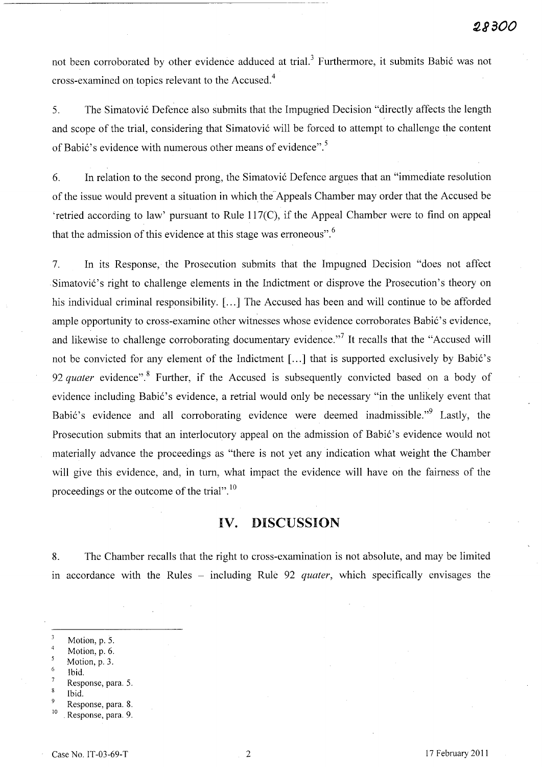not been corroborated by other evidence adduced at trial.[3] Furthermore, it submits Babić was not cross-examined on topics relevant to the Accused.[4]

5. The Simatović Defence also submits that the Impugned Decision "directly affects the length and scope of the trial, considering that Simatović will be forced to attempt to challenge the content of Babić's evidence with numerous other means of evidence".[5]

6. In relation to the second prong, the Simatović Defence argues that an "immediate resolution of the issue would prevent a situation in which the Appeals Chamber may order that the Accused be 'retried according to law' pursuant to Rule 117(C), if the Appeal Chamber were to find on appeal that the admission of this evidence at this stage was erroneous".[6]

7. In its Response, the Prosecution submits that the Impugned Decision "does not affect Simatović's right to challenge elements in the Indictment or disprove the Prosecution's theory on his individual criminal responsibility. [...] The Accused has been and will continue to be afforded ample opportunity to cross-examine other witnesses whose evidence corroborates Babić's evidence, and likewise to challenge corroborating documentary evidence."[7] It recalls that the "Accused will not be convicted for any element of the Indictment [...] that is supported exclusively by Babić's 92 *quater* evidence".[8] Further, if the Accused is subsequently convicted based on a body of evidence including Babić's evidence, a retrial would only be necessary "in the unlikely event that Babić's evidence and all corroborating evidence were deemed inadmissible."[9] Lastly, the Prosecution submits that an interlocutory appeal on the admission of Babić's evidence would not materially advance the proceedings as "there is not yet any indication what weight the Chamber will give this evidence, and, in turn, what impact the evidence will have on the fairness of the proceedings or the outcome of the trial".[10]

## IV. DISCUSSION

8. The Chamber recalls that the right to cross-examination is not absolute, and may be limited in accordance with the Rules – including Rule 92 *quater*, which specifically envisages the

---

[3] Motion, p. 5.
[4] Motion, p. 6.
[5] Motion, p. 3.
[6] Ibid.
[7] Response, para. 5.
[8] Ibid.
[9] Response, para. 8.
[10] Response, para. 9.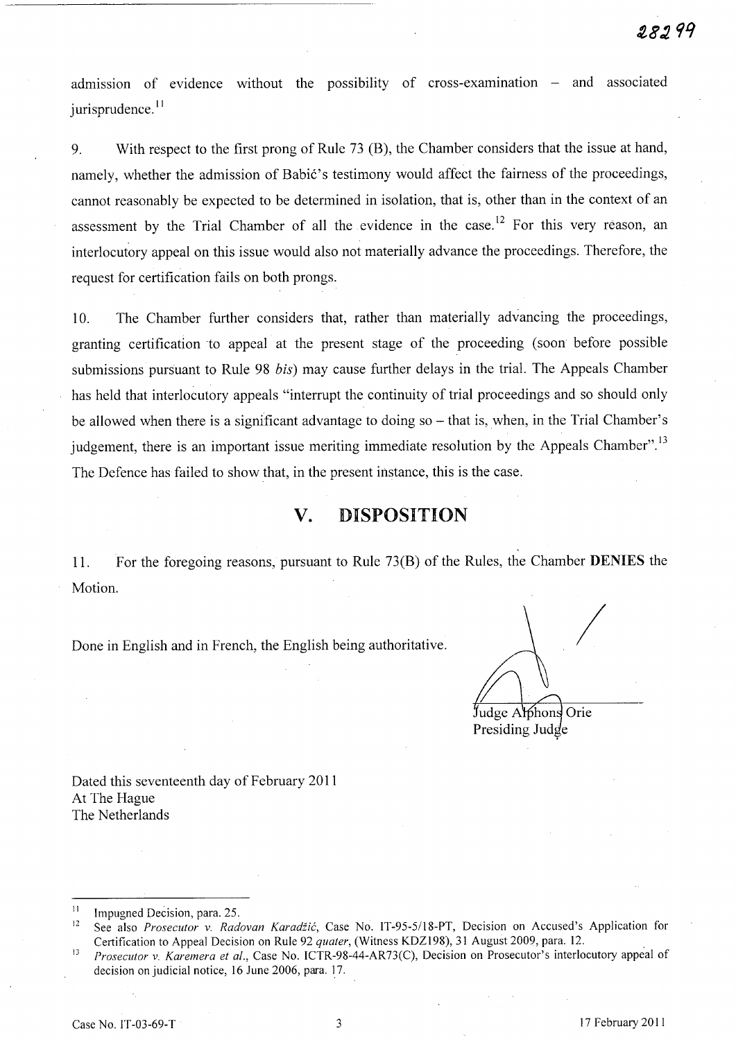admission of evidence without the possibility of cross-examination – and associated jurisprudence.[11]

9. With respect to the first prong of Rule 73 (B), the Chamber considers that the issue at hand, namely, whether the admission of Babić's testimony would affect the fairness of the proceedings, cannot reasonably be expected to be determined in isolation, that is, other than in the context of an assessment by the Trial Chamber of all the evidence in the case.[12] For this very reason, an interlocutory appeal on this issue would also not materially advance the proceedings. Therefore, the request for certification fails on both prongs.

10. The Chamber further considers that, rather than materially advancing the proceedings, granting certification to appeal at the present stage of the proceeding (soon before possible submissions pursuant to Rule 98 *bis*) may cause further delays in the trial. The Appeals Chamber has held that interlocutory appeals "interrupt the continuity of trial proceedings and so should only be allowed when there is a significant advantage to doing so – that is, when, in the Trial Chamber's judgement, there is an important issue meriting immediate resolution by the Appeals Chamber".[13] The Defence has failed to show that, in the present instance, this is the case.

## V. DISPOSITION

11. For the foregoing reasons, pursuant to Rule 73(B) of the Rules, the Chamber **DENIES** the Motion.

Done in English and in French, the English being authoritative.

Judge Alphons Orie
Presiding Judge

Dated this seventeenth day of February 2011
At The Hague
The Netherlands

---

[11] Impugned Decision, para. 25.

[12] See also *Prosecutor v. Radovan Karadžić*, Case No. IT-95-5/18-PT, Decision on Accused's Application for Certification to Appeal Decision on Rule 92 *quater*, (Witness KDZ198), 31 August 2009, para. 12.

[13] *Prosecutor v. Karemera et al.*, Case No. ICTR-98-44-AR73(C), Decision on Prosecutor's interlocutory appeal of decision on judicial notice, 16 June 2006, para. 17.